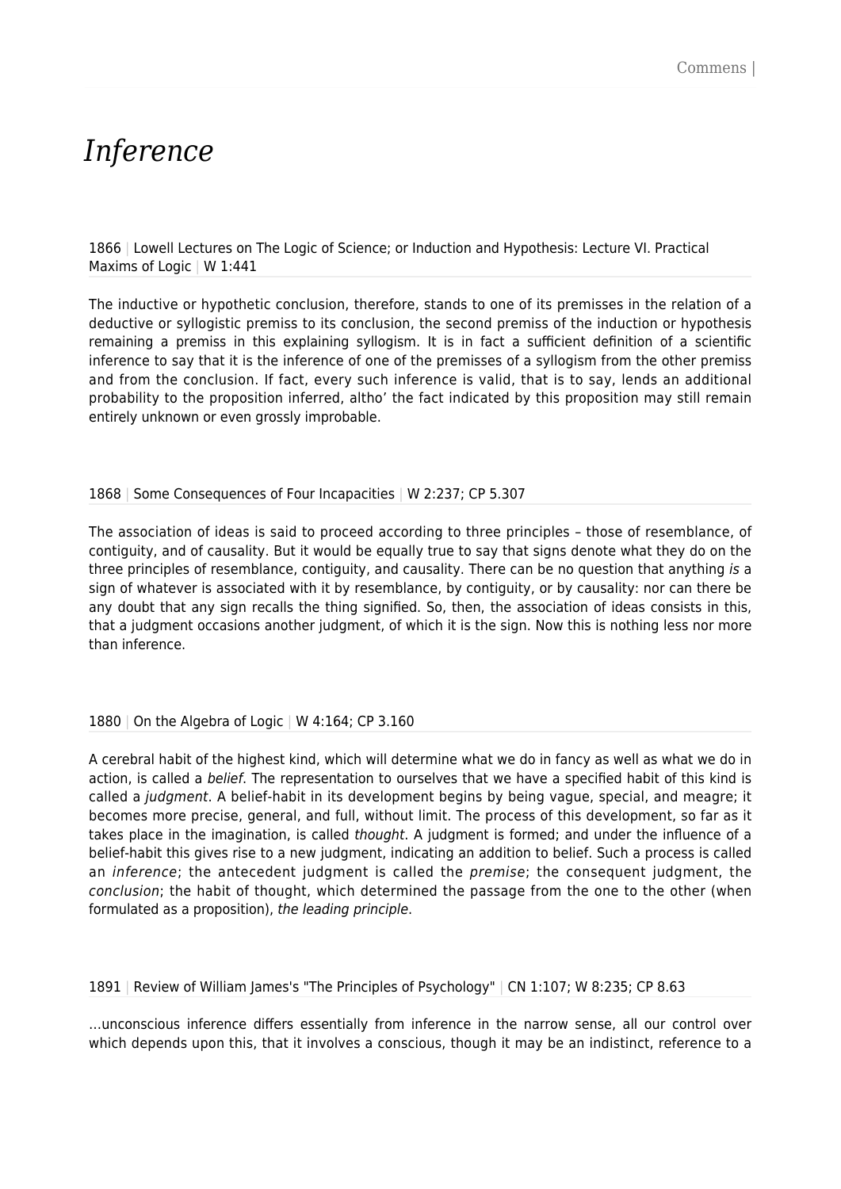# *Inference*

1866 | Lowell Lectures on The Logic of Science; or Induction and Hypothesis: Lecture VI. Practical Maxims of Logic | W 1:441

The inductive or hypothetic conclusion, therefore, stands to one of its premisses in the relation of a deductive or syllogistic premiss to its conclusion, the second premiss of the induction or hypothesis remaining a premiss in this explaining syllogism. It is in fact a sufficient definition of a scientific inference to say that it is the inference of one of the premisses of a syllogism from the other premiss and from the conclusion. If fact, every such inference is valid, that is to say, lends an additional probability to the proposition inferred, altho' the fact indicated by this proposition may still remain entirely unknown or even grossly improbable.

1868 | Some Consequences of Four Incapacities | W 2:237; CP 5.307

The association of ideas is said to proceed according to three principles – those of resemblance, of contiguity, and of causality. But it would be equally true to say that signs denote what they do on the three principles of resemblance, contiguity, and causality. There can be no question that anything *is* a sign of whatever is associated with it by resemblance, by contiguity, or by causality: nor can there be any doubt that any sign recalls the thing signified. So, then, the association of ideas consists in this, that a judgment occasions another judgment, of which it is the sign. Now this is nothing less nor more than inference.

1880 | On the Algebra of Logic | W 4:164; CP 3.160

A cerebral habit of the highest kind, which will determine what we do in fancy as well as what we do in action, is called a *belief*. The representation to ourselves that we have a specified habit of this kind is called a *judgment*. A belief-habit in its development begins by being vague, special, and meagre; it becomes more precise, general, and full, without limit. The process of this development, so far as it takes place in the imagination, is called *thought*. A judgment is formed; and under the influence of a belief-habit this gives rise to a new judgment, indicating an addition to belief. Such a process is called an *inference*; the antecedent judgment is called the *premise*; the consequent judgment, the *conclusion*; the habit of thought, which determined the passage from the one to the other (when formulated as a proposition), *the leading principle*.

1891 | Review of William James's "The Principles of Psychology" | CN 1:107; W 8:235; CP 8.63

…unconscious inference differs essentially from inference in the narrow sense, all our control over which depends upon this, that it involves a conscious, though it may be an indistinct, reference to a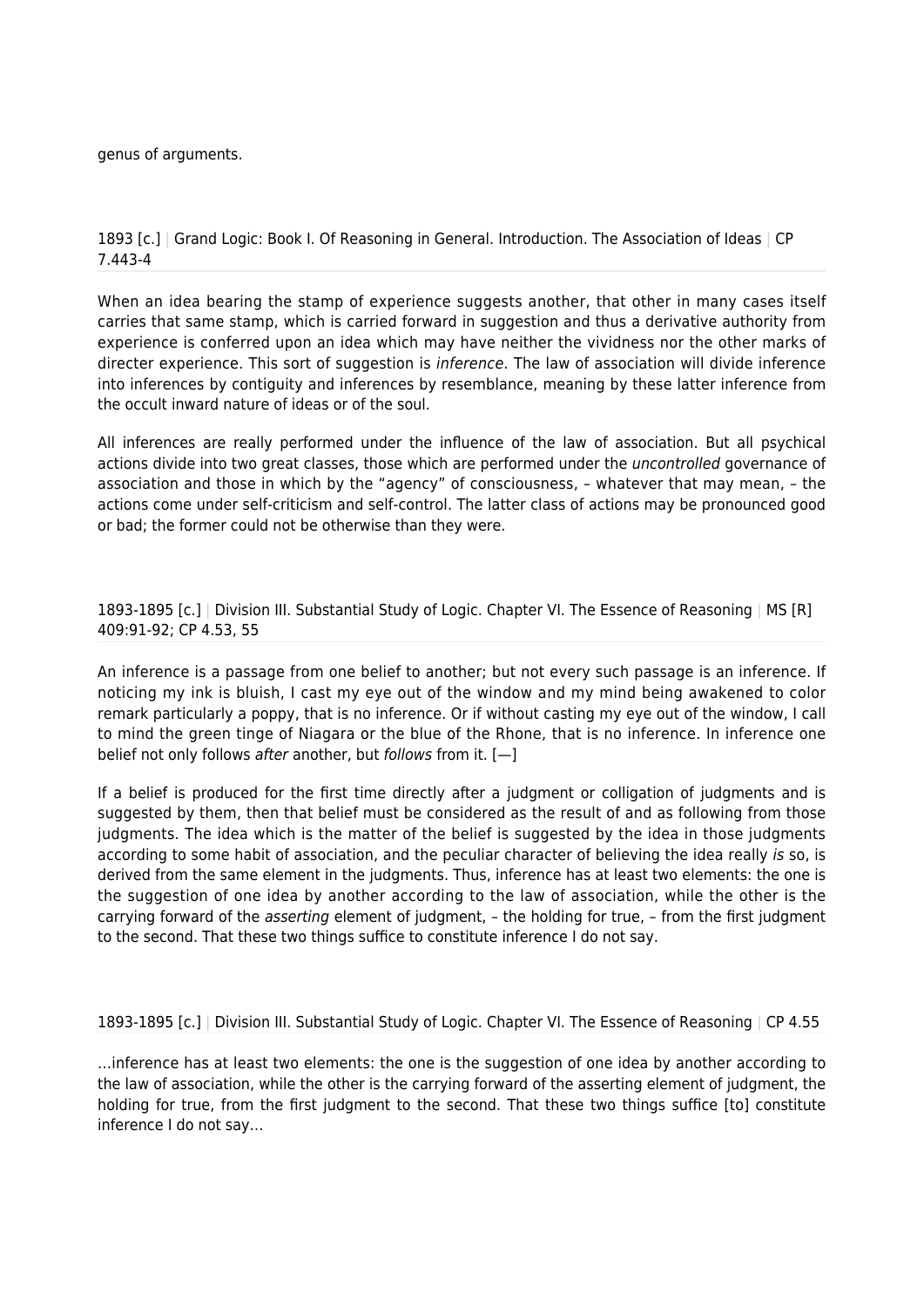genus of arguments.

1893 [c.] | Grand Logic: Book I. Of Reasoning in General. Introduction. The Association of Ideas | CP 7.443-4

When an idea bearing the stamp of experience suggests another, that other in many cases itself carries that same stamp, which is carried forward in suggestion and thus a derivative authority from experience is conferred upon an idea which may have neither the vividness nor the other marks of directer experience. This sort of suggestion is *inference*. The law of association will divide inference into inferences by contiguity and inferences by resemblance, meaning by these latter inference from the occult inward nature of ideas or of the soul.

All inferences are really performed under the influence of the law of association. But all psychical actions divide into two great classes, those which are performed under the *uncontrolled* governance of association and those in which by the "agency" of consciousness, – whatever that may mean, – the actions come under self-criticism and self-control. The latter class of actions may be pronounced good or bad; the former could not be otherwise than they were.

1893-1895 [c.] | Division III. Substantial Study of Logic. Chapter VI. The Essence of Reasoning | MS [R] 409:91-92; CP 4.53, 55

An inference is a passage from one belief to another; but not every such passage is an inference. If noticing my ink is bluish, I cast my eye out of the window and my mind being awakened to color remark particularly a poppy, that is no inference. Or if without casting my eye out of the window, I call to mind the green tinge of Niagara or the blue of the Rhone, that is no inference. In inference one belief not only follows *after* another, but *follows* from it. [—]

If a belief is produced for the first time directly after a judgment or colligation of judgments and is suggested by them, then that belief must be considered as the result of and as following from those judgments. The idea which is the matter of the belief is suggested by the idea in those judgments according to some habit of association, and the peculiar character of believing the idea really *is* so, is derived from the same element in the judgments. Thus, inference has at least two elements: the one is the suggestion of one idea by another according to the law of association, while the other is the carrying forward of the *asserting* element of judgment, – the holding for true, – from the first judgment to the second. That these two things suffice to constitute inference I do not say.

1893-1895 [c.] | Division III. Substantial Study of Logic. Chapter VI. The Essence of Reasoning | CP 4.55

…inference has at least two elements: the one is the suggestion of one idea by another according to the law of association, while the other is the carrying forward of the asserting element of judgment, the holding for true, from the first judgment to the second. That these two things suffice [to] constitute inference I do not say…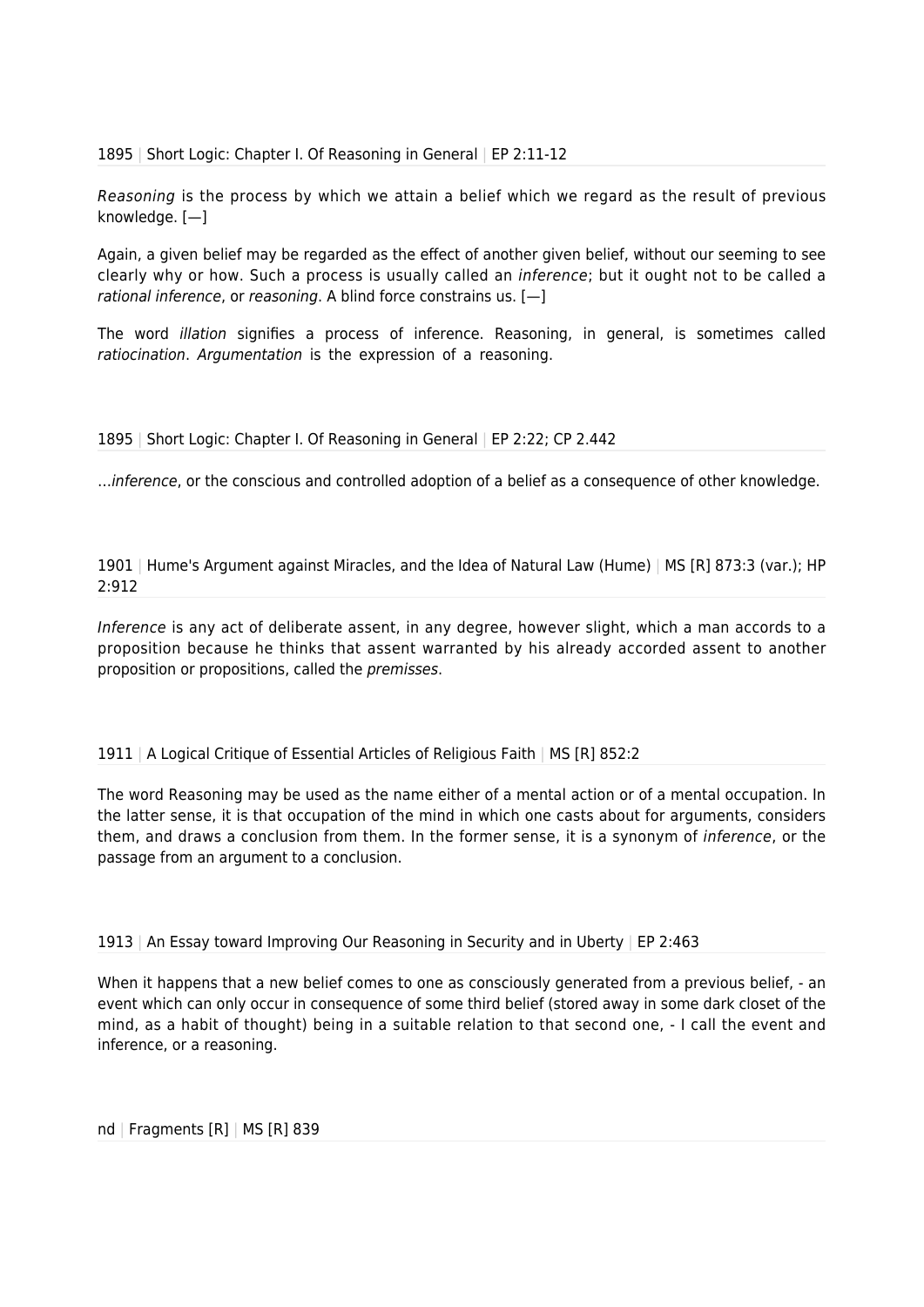1895 | Short Logic: Chapter I. Of Reasoning in General | EP 2:11-12

*Reasoning* is the process by which we attain a belief which we regard as the result of previous knowledge. [—]

Again, a given belief may be regarded as the effect of another given belief, without our seeming to see clearly why or how. Such a process is usually called an *inference*; but it ought not to be called a *rational inference*, or *reasoning*. A blind force constrains us. [—]

The word *illation* signifies a process of inference. Reasoning, in general, is sometimes called *ratiocination*. *Argumentation* is the expression of a reasoning.

1895 | Short Logic: Chapter I. Of Reasoning in General | EP 2:22; CP 2.442

…*inference*, or the conscious and controlled adoption of a belief as a consequence of other knowledge.

1901 | Hume's Argument against Miracles, and the Idea of Natural Law (Hume) | MS [R] 873:3 (var.); HP 2:912

*Inference* is any act of deliberate assent, in any degree, however slight, which a man accords to a proposition because he thinks that assent warranted by his already accorded assent to another proposition or propositions, called the *premisses*.

1911 | A Logical Critique of Essential Articles of Religious Faith | MS [R] 852:2

The word Reasoning may be used as the name either of a mental action or of a mental occupation. In the latter sense, it is that occupation of the mind in which one casts about for arguments, considers them, and draws a conclusion from them. In the former sense, it is a synonym of *inference*, or the passage from an argument to a conclusion.

1913 | An Essay toward Improving Our Reasoning in Security and in Uberty | EP 2:463

When it happens that a new belief comes to one as consciously generated from a previous belief, - an event which can only occur in consequence of some third belief (stored away in some dark closet of the mind, as a habit of thought) being in a suitable relation to that second one, - I call the event and inference, or a reasoning.

nd | Fragments [R] | MS [R] 839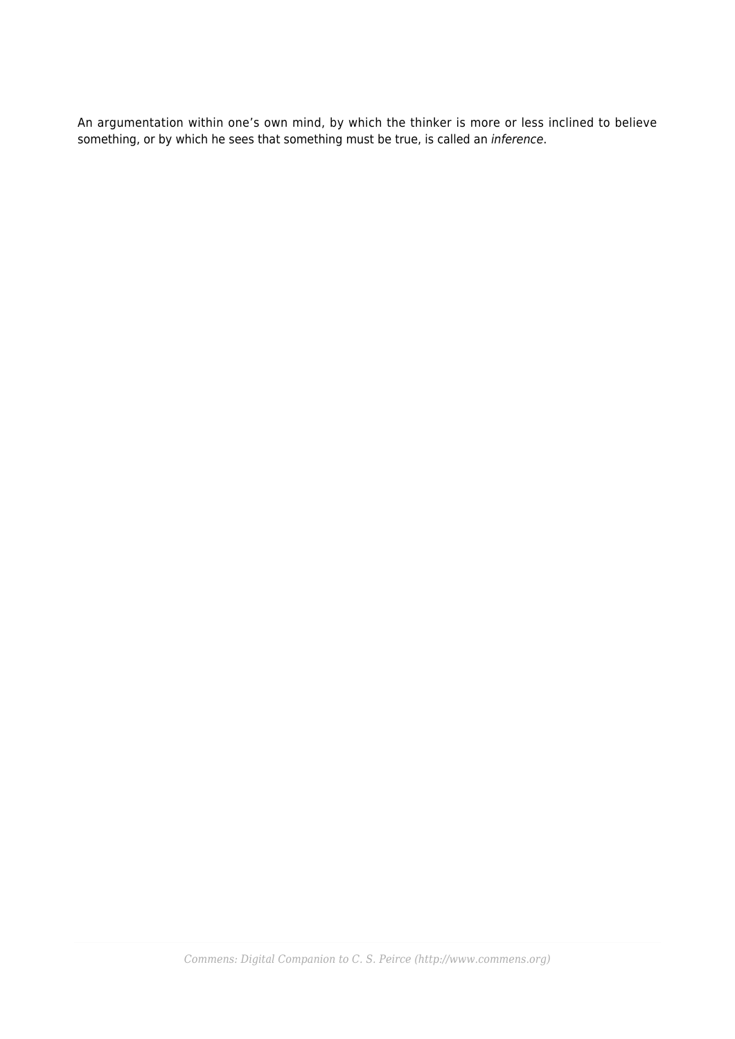An argumentation within one's own mind, by which the thinker is more or less inclined to believe something, or by which he sees that something must be true, is called an *inference*.